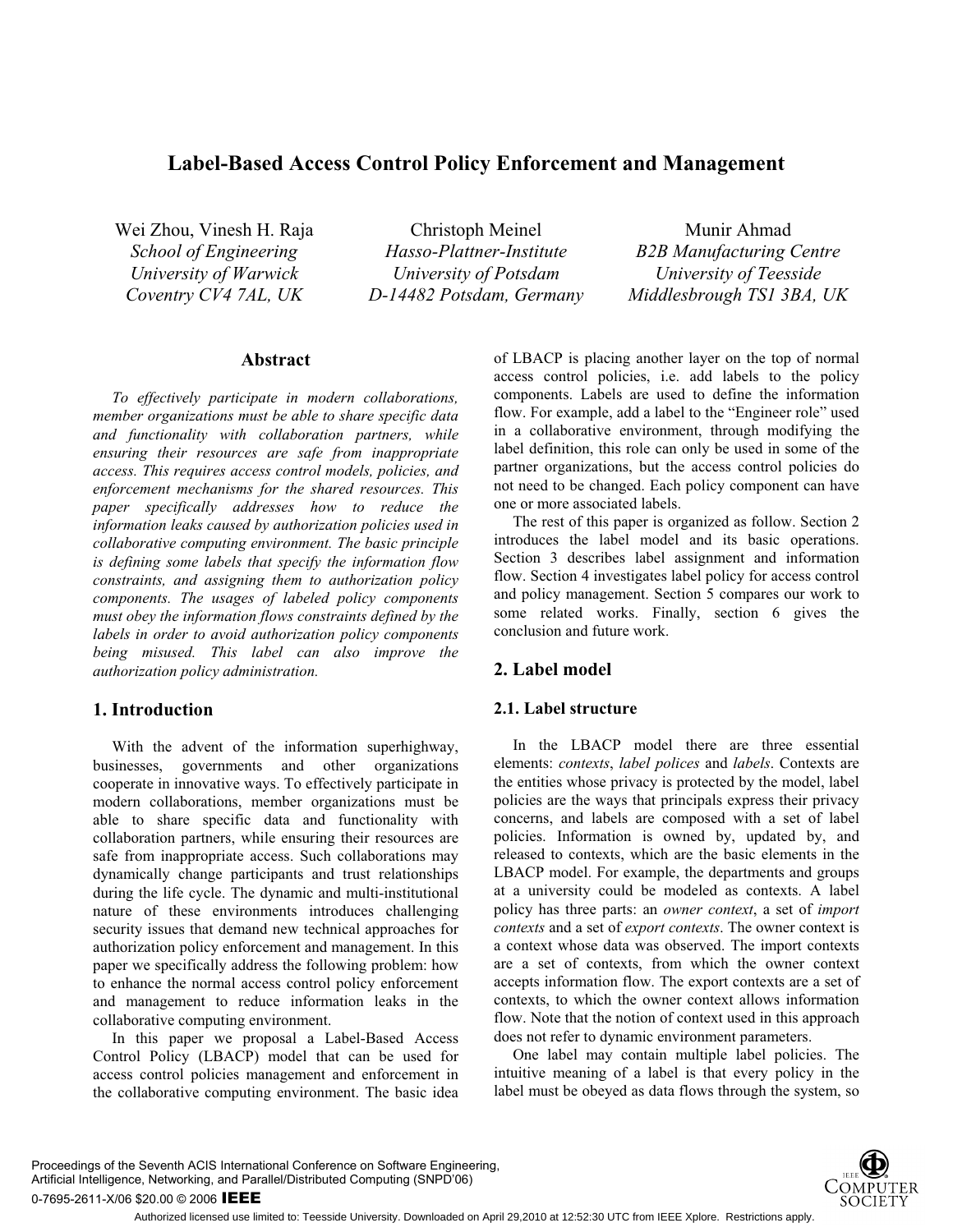# Label-Based Access Control Policy Enforcement and Management

Wei Zhou, Vinesh H. Raja
*School of Engineering*
*University of Warwick*
*Coventry CV4 7AL, UK*

Christoph Meinel
*Hasso-Plattner-Institute*
*University of Potsdam*
*D-14482 Potsdam, Germany*

Munir Ahmad
*B2B Manufacturing Centre*
*University of Teesside*
*Middlesbrough TS1 3BA, UK*

## Abstract

*To effectively participate in modern collaborations, member organizations must be able to share specific data and functionality with collaboration partners, while ensuring their resources are safe from inappropriate access. This requires access control models, policies, and enforcement mechanisms for the shared resources. This paper specifically addresses how to reduce the information leaks caused by authorization policies used in collaborative computing environment. The basic principle is defining some labels that specify the information flow constraints, and assigning them to authorization policy components. The usages of labeled policy components must obey the information flows constraints defined by the labels in order to avoid authorization policy components being misused. This label can also improve the authorization policy administration.*

## 1. Introduction

With the advent of the information superhighway, businesses, governments and other organizations cooperate in innovative ways. To effectively participate in modern collaborations, member organizations must be able to share specific data and functionality with collaboration partners, while ensuring their resources are safe from inappropriate access. Such collaborations may dynamically change participants and trust relationships during the life cycle. The dynamic and multi-institutional nature of these environments introduces challenging security issues that demand new technical approaches for authorization policy enforcement and management. In this paper we specifically address the following problem: how to enhance the normal access control policy enforcement and management to reduce information leaks in the collaborative computing environment.

In this paper we proposal a Label-Based Access Control Policy (LBACP) model that can be used for access control policies management and enforcement in the collaborative computing environment. The basic idea of LBACP is placing another layer on the top of normal access control policies, i.e. add labels to the policy components. Labels are used to define the information flow. For example, add a label to the "Engineer role" used in a collaborative environment, through modifying the label definition, this role can only be used in some of the partner organizations, but the access control policies do not need to be changed. Each policy component can have one or more associated labels.

The rest of this paper is organized as follow. Section 2 introduces the label model and its basic operations. Section 3 describes label assignment and information flow. Section 4 investigates label policy for access control and policy management. Section 5 compares our work to some related works. Finally, section 6 gives the conclusion and future work.

## 2. Label model

### 2.1. Label structure

In the LBACP model there are three essential elements: *contexts*, *label polices* and *labels*. Contexts are the entities whose privacy is protected by the model, label policies are the ways that principals express their privacy concerns, and labels are composed with a set of label policies. Information is owned by, updated by, and released to contexts, which are the basic elements in the LBACP model. For example, the departments and groups at a university could be modeled as contexts. A label policy has three parts: an *owner context*, a set of *import contexts* and a set of *export contexts*. The owner context is a context whose data was observed. The import contexts are a set of contexts, from which the owner context accepts information flow. The export contexts are a set of contexts, to which the owner context allows information flow. Note that the notion of context used in this approach does not refer to dynamic environment parameters.

One label may contain multiple label policies. The intuitive meaning of a label is that every policy in the label must be obeyed as data flows through the system, so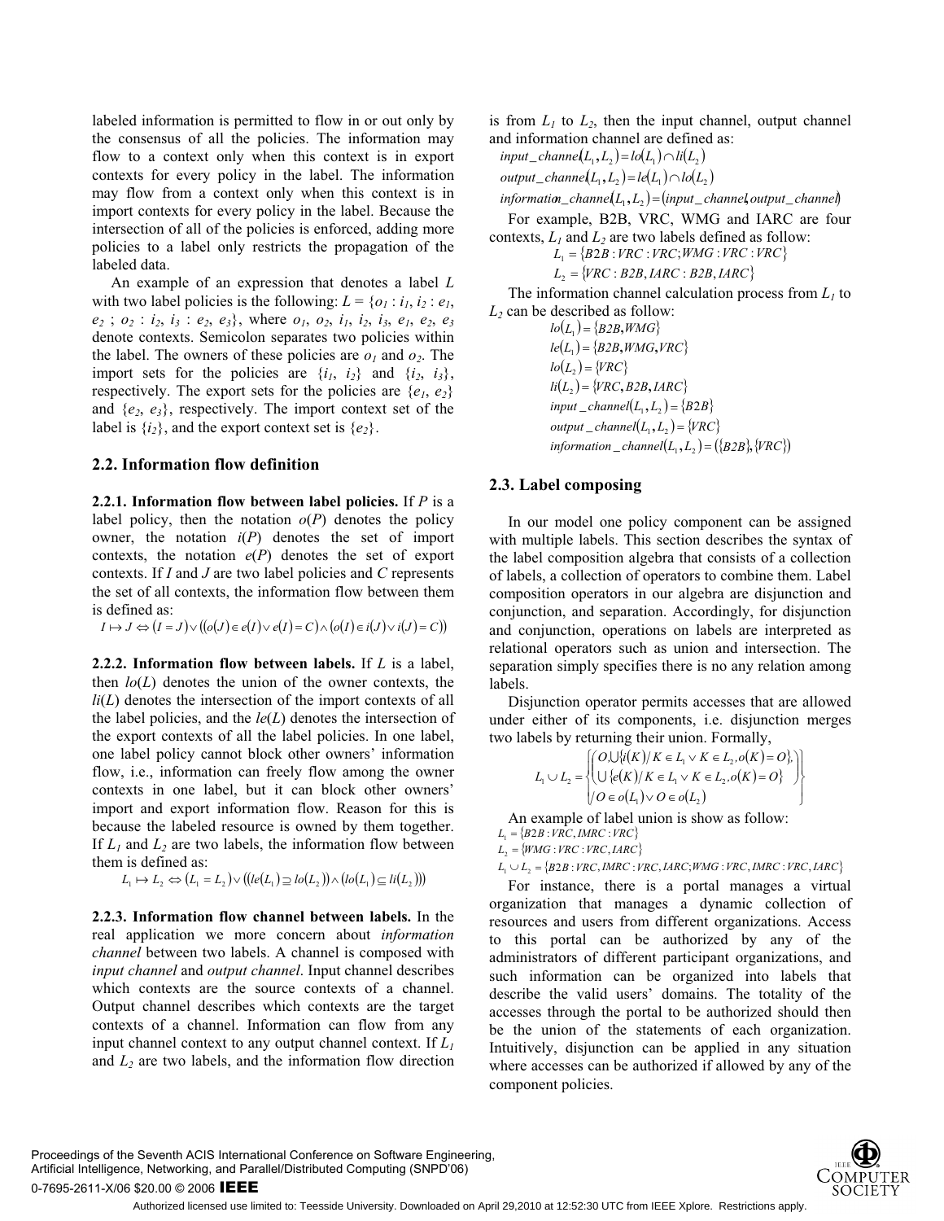labeled information is permitted to flow in or out only by the consensus of all the policies. The information may flow to a context only when this context is in export contexts for every policy in the label. The information may flow from a context only when this context is in import contexts for every policy in the label. Because the intersection of all of the policies is enforced, adding more policies to a label only restricts the propagation of the labeled data.

An example of an expression that denotes a label $L$ with two label policies is the following: $L = \{o_1 : i_1, i_2 : e_1, e_2 \,;\, o_2 : i_2, i_3 : e_2, e_3\}$, where $o_1, o_2, i_1, i_2, i_3, e_1, e_2, e_3$ denote contexts. Semicolon separates two policies within the label. The owners of these policies are $o_1$ and $o_2$. The import sets for the policies are $\{i_1, i_2\}$ and $\{i_2, i_3\}$, respectively. The export sets for the policies are $\{e_1, e_2\}$ and $\{e_2, e_3\}$, respectively. The import context set of the label is $\{i_2\}$, and the export context set is $\{e_2\}$.

## 2.2. Information flow definition

**2.2.1. Information flow between label policies.** If $P$ is a label policy, then the notation $o(P)$ denotes the policy owner, the notation $i(P)$ denotes the set of import contexts, the notation $e(P)$ denotes the set of export contexts. If $I$ and $J$ are two label policies and $C$ represents the set of all contexts, the information flow between them is defined as:

$$I \mapsto J \Leftrightarrow (I = J) \vee ((o(J) \in e(I) \vee e(I) = C) \wedge (o(I) \in i(J) \vee i(J) = C))$$

**2.2.2. Information flow between labels.** If $L$ is a label, then $lo(L)$ denotes the union of the owner contexts, the $li(L)$ denotes the intersection of the import contexts of all the label policies, and the $le(L)$ denotes the intersection of the export contexts of all the label policies. In one label, one label policy cannot block other owners' information flow, i.e., information can freely flow among the owner contexts in one label, but it can block other owners' import and export information flow. Reason for this is because the labeled resource is owned by them together. If $L_1$ and $L_2$ are two labels, the information flow between them is defined as:

$$L_1 \mapsto L_2 \Leftrightarrow (L_1 = L_2) \vee ((le(L_1) \supseteq lo(L_2)) \wedge (lo(L_1) \subseteq li(L_2)))$$

**2.2.3. Information flow channel between labels.** In the real application we more concern about *information channel* between two labels. A channel is composed with *input channel* and *output channel*. Input channel describes which contexts are the source contexts of a channel. Output channel describes which contexts are the target contexts of a channel. Information can flow from any input channel context to any output channel context. If $L_1$ and $L_2$ are two labels, and the information flow direction is from $L_1$ to $L_2$, then the input channel, output channel and information channel are defined as:

$$input\_channel(L_1, L_2) = lo(L_1) \cap li(L_2)$$

$$output\_channel(L_1, L_2) = le(L_1) \cap lo(L_2)$$

$$information\_channel(L_1, L_2) = (input\_channel, output\_channel)$$

For example, B2B, VRC, WMG and IARC are four contexts, $L_1$ and $L_2$ are two labels defined as follow:

$$L_1 = \{B2B : VRC : VRC; WMG : VRC : VRC\}$$

$$L_2 = \{VRC : B2B, IARC : B2B, IARC\}$$

The information channel calculation process from $L_1$ to $L_2$ can be described as follow:

$$lo(L_1) = \{B2B, WMG\}$$

$$le(L_1) = \{B2B, WMG, VRC\}$$

$$lo(L_2) = \{VRC\}$$

$$li(L_2) = \{VRC, B2B, IARC\}$$

$$input\_channel(L_1, L_2) = \{B2B\}$$

$$output\_channel(L_1, L_2) = \{VRC\}$$

$$information\_channel(L_1, L_2) = (\{B2B\}, \{VRC\})$$

## 2.3. Label composing

In our model one policy component can be assigned with multiple labels. This section describes the syntax of the label composition algebra that consists of a collection of labels, a collection of operators to combine them. Label composition operators in our algebra are disjunction and conjunction, and separation. Accordingly, for disjunction and conjunction, operations on labels are interpreted as relational operators such as union and intersection. The separation simply specifies there is no any relation among labels.

Disjunction operator permits accesses that are allowed under either of its components, i.e. disjunction merges two labels by returning their union. Formally,

$$L_1 \cup L_2 = \left\{ \begin{array}{l} \left( O, \bigcup \{ i(K) / K \in L_1 \vee K \in L_2, o(K) = O \}, \right. \\ \left. \bigcup \{ e(K) / K \in L_1 \vee K \in L_2, o(K) = O \} \right) \\ / O \in o(L_1) \vee O \in o(L_2) \end{array} \right\}$$

An example of label union is show as follow:

$$L_1 = \{B2B : VRC, IMRC : VRC\}$$

$$L_2 = \{WMG : VRC : VRC, IARC\}$$

$$L_1 \cup L_2 = \{B2B : VRC, IMRC : VRC, IARC; WMG : VRC, IMRC : VRC, IARC\}$$

For instance, there is a portal manages a virtual organization that manages a dynamic collection of resources and users from different organizations. Access to this portal can be authorized by any of the administrators of different participant organizations, and such information can be organized into labels that describe the valid users' domains. The totality of the accesses through the portal to be authorized should then be the union of the statements of each organization. Intuitively, disjunction can be applied in any situation where accesses can be authorized if allowed by any of the component policies.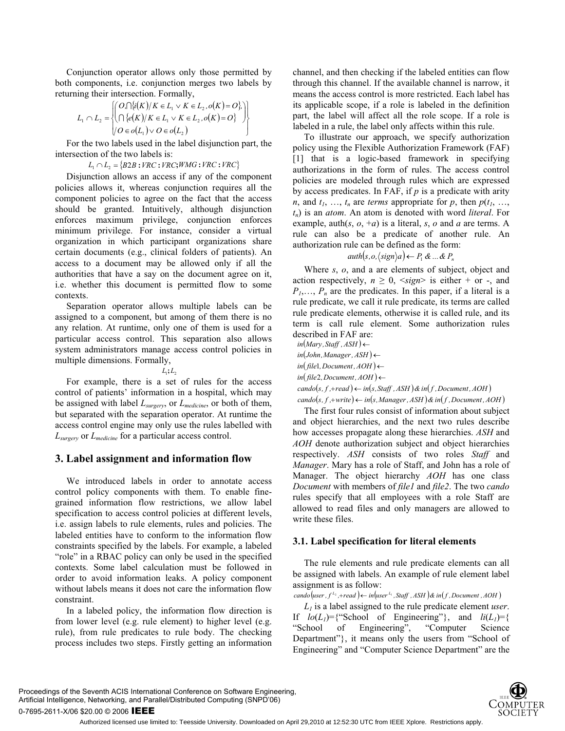Conjunction operator allows only those permitted by both components, i.e. conjunction merges two labels by returning their intersection. Formally,

$$L_1 \cap L_2 = \left\{ \begin{matrix} \left( O, \bigcap \{ i(K) / K \in L_1 \vee K \in L_2, o(K) = O \}, \right. \\ \bigcap \{ e(K) / K \in L_1 \vee K \in L_2, o(K) = O \} \\ \left. / O \in o(L_1) \vee O \in o(L_2) \right) \end{matrix} \right\}$$

For the two labels used in the label disjunction part, the intersection of the two labels is:

$$L_1 \cap L_2 = \{ B2B : VRC : VRC; WMG : VRC : VRC \}$$

Disjunction allows an access if any of the component policies allows it, whereas conjunction requires all the component policies to agree on the fact that the access should be granted. Intuitively, although disjunction enforces maximum privilege, conjunction enforces minimum privilege. For instance, consider a virtual organization in which participant organizations share certain documents (e.g., clinical folders of patients). An access to a document may be allowed only if all the authorities that have a say on the document agree on it, i.e. whether this document is permitted flow to some contexts.

Separation operator allows multiple labels can be assigned to a component, but among of them there is no any relation. At runtime, only one of them is used for a particular access control. This separation also allows system administrators manage access control policies in multiple dimensions. Formally,

$$L_1; L_2$$

For example, there is a set of rules for the access control of patients' information in a hospital, which may be assigned with label $L_{surgery}$, or $L_{medicine}$, or both of them, but separated with the separation operator. At runtime the access control engine may only use the rules labelled with $L_{surgery}$ or $L_{medicine}$ for a particular access control.

## 3. Label assignment and information flow

We introduced labels in order to annotate access control policy components with them. To enable fine-grained information flow restrictions, we allow label specification to access control policies at different levels, i.e. assign labels to rule elements, rules and policies. The labeled entities have to conform to the information flow constraints specified by the labels. For example, a labeled "role" in a RBAC policy can only be used in the specified contexts. Some label calculation must be followed in order to avoid information leaks. A policy component without labels means it does not care the information flow constraint.

In a labeled policy, the information flow direction is from lower level (e.g. rule element) to higher level (e.g. rule), from rule predicates to rule body. The checking process includes two steps. Firstly getting an information channel, and then checking if the labeled entities can flow through this channel. If the available channel is narrow, it means the access control is more restricted. Each label has its applicable scope, if a role is labeled in the definition part, the label will affect all the role scope. If a role is labeled in a rule, the label only affects within this rule.

To illustrate our approach, we specify authorization policy using the Flexible Authorization Framework (FAF) [1] that is a logic-based framework in specifying authorizations in the form of rules. The access control policies are modeled through rules which are expressed by access predicates. In FAF, if *p* is a predicate with arity *n*, and $t_1, \ldots, t_n$ are *terms* appropriate for *p*, then $p(t_1, \ldots, t_n)$ is an *atom*. An atom is denoted with word *literal*. For example, auth(*s*, *o*, +*a*) is a literal, *s*, *o* and *a* are terms. A rule can also be a predicate of another rule. An authorization rule can be defined as the form:

$$auth(s, o, \langle sign \rangle a) \leftarrow P_1 \& \ldots \& P_n$$

Where *s*, *o*, and a are elements of subject, object and action respectively, $n \geq 0$, <*sign*> is either + or -, and $P_1, \ldots, P_n$ are the predicates. In this paper, if a literal is a rule predicate, we call it rule predicate, its terms are called rule predicate elements, otherwise it is called rule, and its term is call rule element. Some authorization rules described in FAF are:

$$in(Mary, Staff, ASH) \leftarrow$$
$$in(John, Manager, ASH) \leftarrow$$
$$in(file1, Document, AOH) \leftarrow$$
$$in(file2, Document, AOH) \leftarrow$$
$$cando(s, f, +read) \leftarrow in(s, Staff, ASH) \& in(f, Document, AOH)$$
$$cando(s, f, +write) \leftarrow in(s, Manager, ASH) \& in(f, Document, AOH)$$

The first four rules consist of information about subject and object hierarchies, and the next two rules describe how accesses propagate along these hierarchies. *ASH* and *AOH* denote authorization subject and object hierarchies respectively. *ASH* consists of two roles *Staff* and *Manager*. Mary has a role of Staff, and John has a role of Manager. The object hierarchy *AOH* has one class *Document* with members of *file1* and *file2*. The two *cando* rules specify that all employees with a role Staff are allowed to read files and only managers are allowed to write these files.

### 3.1. Label specification for literal elements

The rule elements and rule predicate elements can all be assigned with labels. An example of rule element label assignment is as follow:

$$cando(user, f^{L_2}, +read) \leftarrow in(user^{L_1}, Staff, ASH) \& in(f, Document, AOH)$$

$L_1$ is a label assigned to the rule predicate element *user*. If $lo(L_1)$={"School of Engineering"}, and $li(L_1)$={ "School of Engineering", "Computer Science Department"}, it means only the users from "School of Engineering" and "Computer Science Department" are the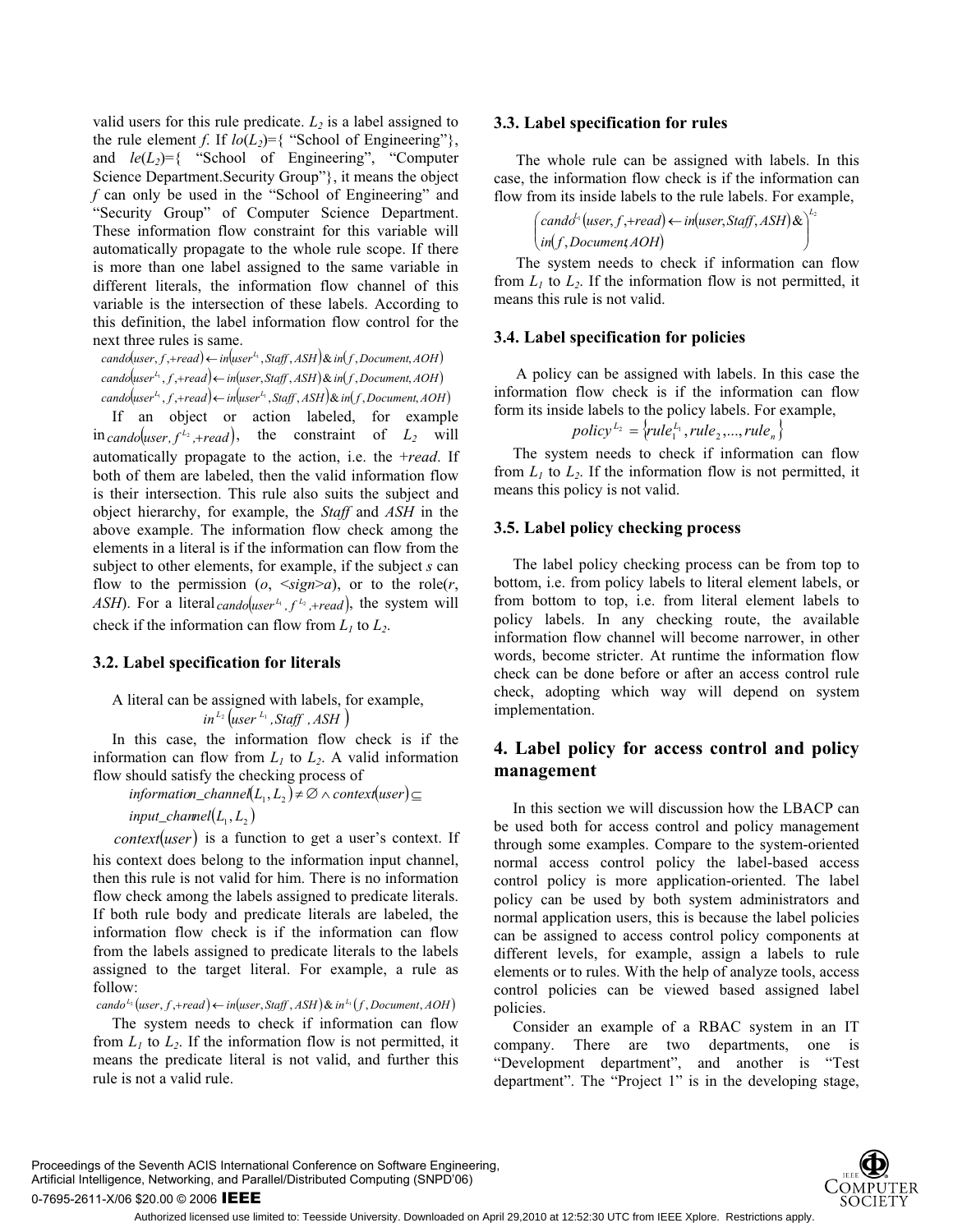valid users for this rule predicate. $L_2$ is a label assigned to the rule element *f*. If $lo(L_2)$={ "School of Engineering"}, and $le(L_2)$={ "School of Engineering", "Computer Science Department.Security Group"}, it means the object *f* can only be used in the "School of Engineering" and "Security Group" of Computer Science Department. These information flow constraint for this variable will automatically propagate to the whole rule scope. If there is more than one label assigned to the same variable in different literals, the information flow channel of this variable is the intersection of these labels. According to this definition, the label information flow control for the next three rules is same.

$$cando(user, f, +read) \leftarrow in(user^{L_1}, Staff, ASH) \,\&\, in(f, Document, AOH)$$

$$cando(user^{L_1}, f, +read) \leftarrow in(user, Staff, ASH) \,\&\, in(f, Document, AOH)$$

$$cando(user^{L_1}, f, +read) \leftarrow in(user^{L_1}, Staff, ASH) \,\&\, in(f, Document, AOH)$$

If an object or action labeled, for example in $cando(user, f^{L_2}, +read)$, the constraint of $L_2$ will automatically propagate to the action, i.e. the *+read*. If both of them are labeled, then the valid information flow is their intersection. This rule also suits the subject and object hierarchy, for example, the *Staff* and *ASH* in the above example. The information flow check among the elements in a literal is if the information can flow from the subject to other elements, for example, if the subject *s* can flow to the permission (*o*, <*sign*>*a*), or to the role(*r*, *ASH*). For a literal $cando(user^{L_1}, f^{L_2}, +read)$, the system will check if the information can flow from $L_1$ to $L_2$.

### 3.2. Label specification for literals

A literal can be assigned with labels, for example,

$$in^{L_2}(user^{L_1}, Staff, ASH)$$

In this case, the information flow check is if the information can flow from $L_1$ to $L_2$. A valid information flow should satisfy the checking process of

$$information\_channel(L_1, L_2) \neq \varnothing \wedge context(user) \subseteq input\_channel(L_1, L_2)$$

$context(user)$ is a function to get a user's context. If his context does belong to the information input channel, then this rule is not valid for him. There is no information flow check among the labels assigned to predicate literals. If both rule body and predicate literals are labeled, the information flow check is if the information can flow from the labels assigned to predicate literals to the labels assigned to the target literal. For example, a rule as follow:

$$cando^{L_2}(user, f, +read) \leftarrow in(user, Staff, ASH) \,\&\, in^{L_1}(f, Document, AOH)$$

The system needs to check if information can flow from $L_1$ to $L_2$. If the information flow is not permitted, it means the predicate literal is not valid, and further this rule is not a valid rule.

### 3.3. Label specification for rules

The whole rule can be assigned with labels. In this case, the information flow check is if the information can flow from its inside labels to the rule labels. For example,

$$\begin{pmatrix} cando^{L_1}(user, f, +read) \leftarrow in(user, Staff, ASH) \,\&\, \\ in(f, Document, AOH) \end{pmatrix}^{L_2}$$

The system needs to check if information can flow from $L_1$ to $L_2$. If the information flow is not permitted, it means this rule is not valid.

### 3.4. Label specification for policies

A policy can be assigned with labels. In this case the information flow check is if the information can flow form its inside labels to the policy labels. For example,

$$policy^{L_2} = \{rule_1^{L_1}, rule_2, ..., rule_n\}$$

The system needs to check if information can flow from $L_1$ to $L_2$. If the information flow is not permitted, it means this policy is not valid.

### 3.5. Label policy checking process

The label policy checking process can be from top to bottom, i.e. from policy labels to literal element labels, or from bottom to top, i.e. from literal element labels to policy labels. In any checking route, the available information flow channel will become narrower, in other words, become stricter. At runtime the information flow check can be done before or after an access control rule check, adopting which way will depend on system implementation.

## 4. Label policy for access control and policy management

In this section we will discussion how the LBACP can be used both for access control and policy management through some examples. Compare to the system-oriented normal access control policy the label-based access control policy is more application-oriented. The label policy can be used by both system administrators and normal application users, this is because the label policies can be assigned to access control policy components at different levels, for example, assign a labels to rule elements or to rules. With the help of analyze tools, access control policies can be viewed based assigned label policies.

Consider an example of a RBAC system in an IT company. There are two departments, one is "Development department", and another is "Test department". The "Project 1" is in the developing stage,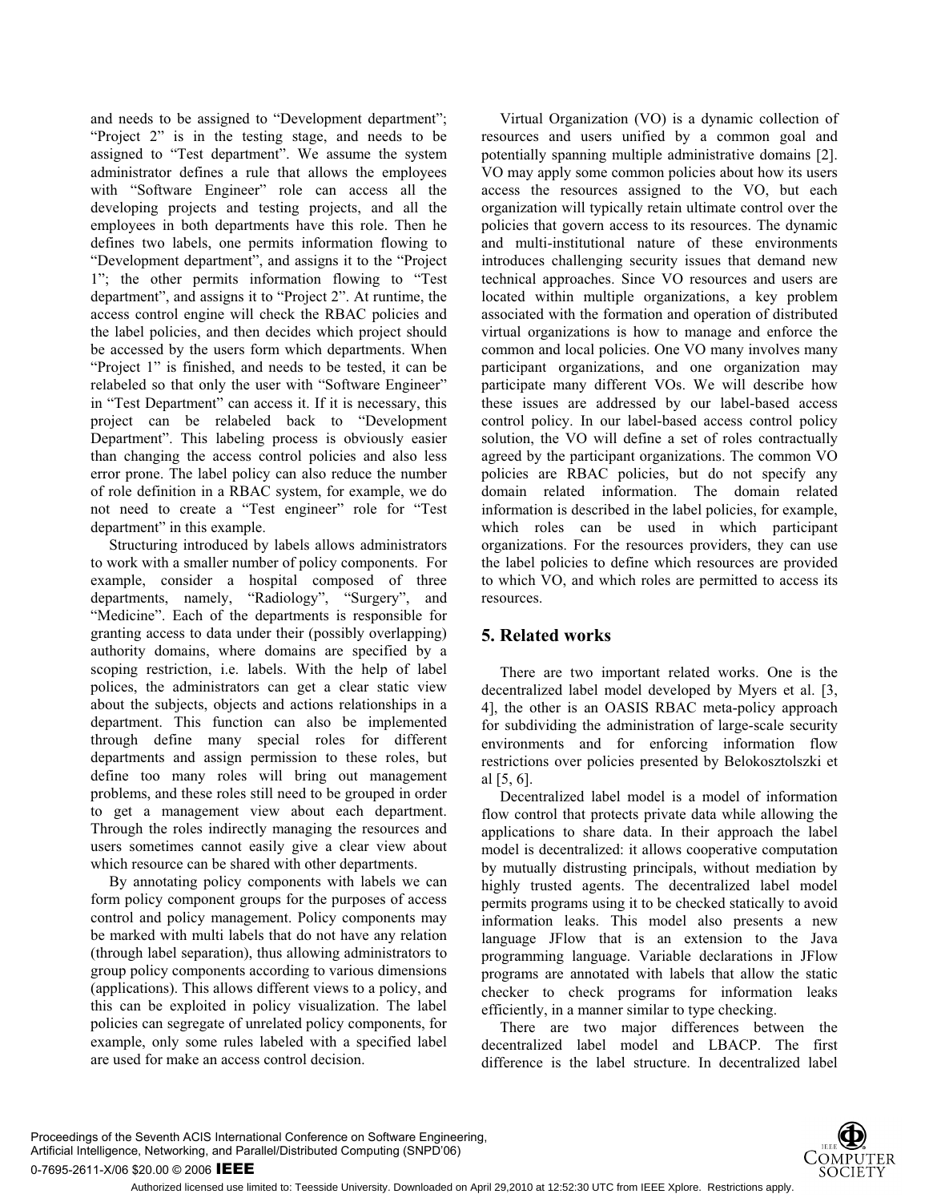and needs to be assigned to "Development department"; "Project 2" is in the testing stage, and needs to be assigned to "Test department". We assume the system administrator defines a rule that allows the employees with "Software Engineer" role can access all the developing projects and testing projects, and all the employees in both departments have this role. Then he defines two labels, one permits information flowing to "Development department", and assigns it to the "Project 1"; the other permits information flowing to "Test department", and assigns it to "Project 2". At runtime, the access control engine will check the RBAC policies and the label policies, and then decides which project should be accessed by the users form which departments. When "Project 1" is finished, and needs to be tested, it can be relabeled so that only the user with "Software Engineer" in "Test Department" can access it. If it is necessary, this project can be relabeled back to "Development Department". This labeling process is obviously easier than changing the access control policies and also less error prone. The label policy can also reduce the number of role definition in a RBAC system, for example, we do not need to create a "Test engineer" role for "Test department" in this example.

Structuring introduced by labels allows administrators to work with a smaller number of policy components. For example, consider a hospital composed of three departments, namely, "Radiology", "Surgery", and "Medicine". Each of the departments is responsible for granting access to data under their (possibly overlapping) authority domains, where domains are specified by a scoping restriction, i.e. labels. With the help of label polices, the administrators can get a clear static view about the subjects, objects and actions relationships in a department. This function can also be implemented through define many special roles for different departments and assign permission to these roles, but define too many roles will bring out management problems, and these roles still need to be grouped in order to get a management view about each department. Through the roles indirectly managing the resources and users sometimes cannot easily give a clear view about which resource can be shared with other departments.

By annotating policy components with labels we can form policy component groups for the purposes of access control and policy management. Policy components may be marked with multi labels that do not have any relation (through label separation), thus allowing administrators to group policy components according to various dimensions (applications). This allows different views to a policy, and this can be exploited in policy visualization. The label policies can segregate of unrelated policy components, for example, only some rules labeled with a specified label are used for make an access control decision.

Virtual Organization (VO) is a dynamic collection of resources and users unified by a common goal and potentially spanning multiple administrative domains [2]. VO may apply some common policies about how its users access the resources assigned to the VO, but each organization will typically retain ultimate control over the policies that govern access to its resources. The dynamic and multi-institutional nature of these environments introduces challenging security issues that demand new technical approaches. Since VO resources and users are located within multiple organizations, a key problem associated with the formation and operation of distributed virtual organizations is how to manage and enforce the common and local policies. One VO many involves many participant organizations, and one organization may participate many different VOs. We will describe how these issues are addressed by our label-based access control policy. In our label-based access control policy solution, the VO will define a set of roles contractually agreed by the participant organizations. The common VO policies are RBAC policies, but do not specify any domain related information. The domain related information is described in the label policies, for example, which roles can be used in which participant organizations. For the resources providers, they can use the label policies to define which resources are provided to which VO, and which roles are permitted to access its resources.

## 5. Related works

There are two important related works. One is the decentralized label model developed by Myers et al. [3, 4], the other is an OASIS RBAC meta-policy approach for subdividing the administration of large-scale security environments and for enforcing information flow restrictions over policies presented by Belokosztolszki et al [5, 6].

Decentralized label model is a model of information flow control that protects private data while allowing the applications to share data. In their approach the label model is decentralized: it allows cooperative computation by mutually distrusting principals, without mediation by highly trusted agents. The decentralized label model permits programs using it to be checked statically to avoid information leaks. This model also presents a new language JFlow that is an extension to the Java programming language. Variable declarations in JFlow programs are annotated with labels that allow the static checker to check programs for information leaks efficiently, in a manner similar to type checking.

There are two major differences between the decentralized label model and LBACP. The first difference is the label structure. In decentralized label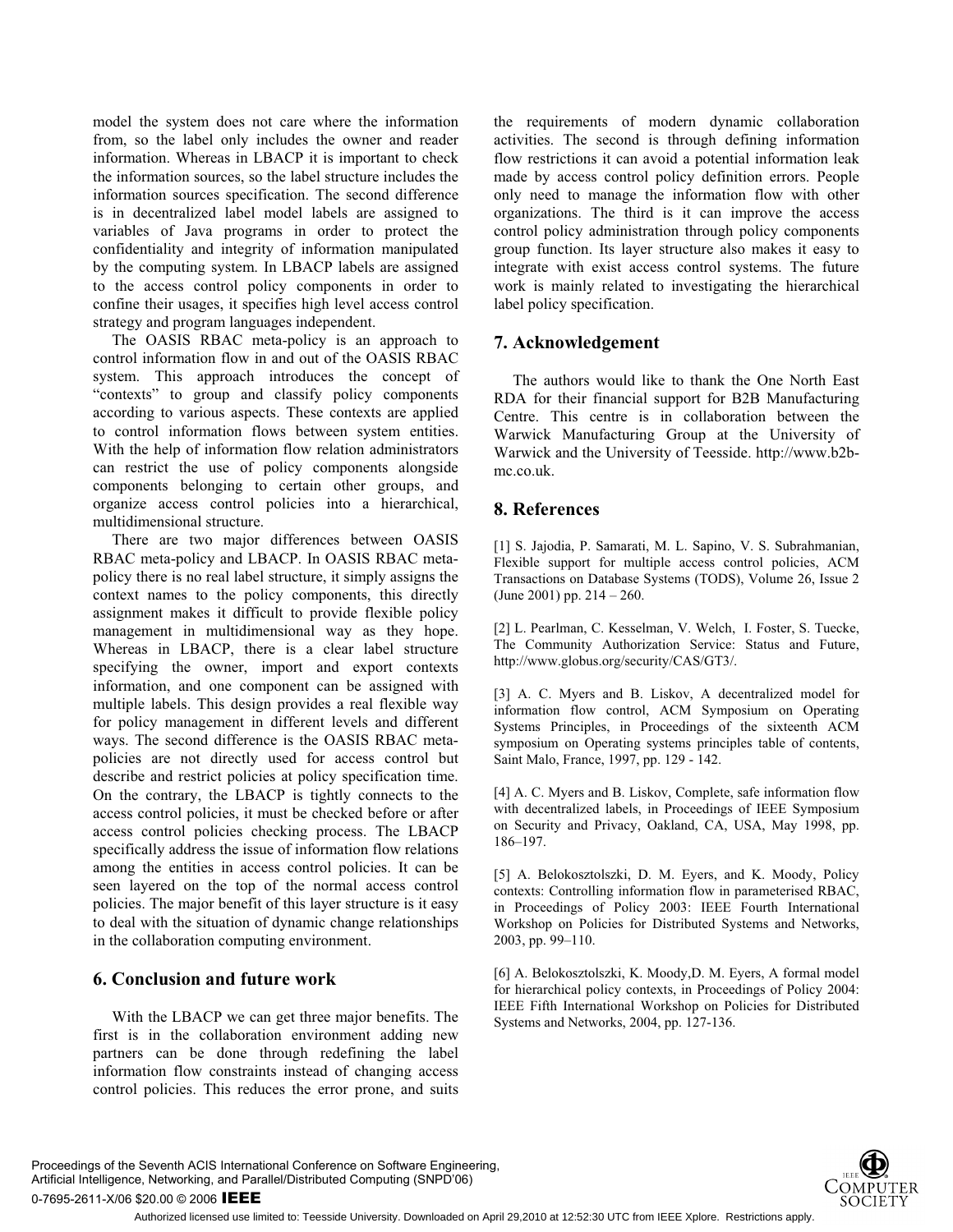model the system does not care where the information from, so the label only includes the owner and reader information. Whereas in LBACP it is important to check the information sources, so the label structure includes the information sources specification. The second difference is in decentralized label model labels are assigned to variables of Java programs in order to protect the confidentiality and integrity of information manipulated by the computing system. In LBACP labels are assigned to the access control policy components in order to confine their usages, it specifies high level access control strategy and program languages independent.

The OASIS RBAC meta-policy is an approach to control information flow in and out of the OASIS RBAC system. This approach introduces the concept of "contexts" to group and classify policy components according to various aspects. These contexts are applied to control information flows between system entities. With the help of information flow relation administrators can restrict the use of policy components alongside components belonging to certain other groups, and organize access control policies into a hierarchical, multidimensional structure.

There are two major differences between OASIS RBAC meta-policy and LBACP. In OASIS RBAC meta-policy there is no real label structure, it simply assigns the context names to the policy components, this directly assignment makes it difficult to provide flexible policy management in multidimensional way as they hope. Whereas in LBACP, there is a clear label structure specifying the owner, import and export contexts information, and one component can be assigned with multiple labels. This design provides a real flexible way for policy management in different levels and different ways. The second difference is the OASIS RBAC meta-policies are not directly used for access control but describe and restrict policies at policy specification time. On the contrary, the LBACP is tightly connects to the access control policies, it must be checked before or after access control policies checking process. The LBACP specifically address the issue of information flow relations among the entities in access control policies. It can be seen layered on the top of the normal access control policies. The major benefit of this layer structure is it easy to deal with the situation of dynamic change relationships in the collaboration computing environment.

## 6. Conclusion and future work

With the LBACP we can get three major benefits. The first is in the collaboration environment adding new partners can be done through redefining the label information flow constraints instead of changing access control policies. This reduces the error prone, and suits the requirements of modern dynamic collaboration activities. The second is through defining information flow restrictions it can avoid a potential information leak made by access control policy definition errors. People only need to manage the information flow with other organizations. The third is it can improve the access control policy administration through policy components group function. Its layer structure also makes it easy to integrate with exist access control systems. The future work is mainly related to investigating the hierarchical label policy specification.

## 7. Acknowledgement

The authors would like to thank the One North East RDA for their financial support for B2B Manufacturing Centre. This centre is in collaboration between the Warwick Manufacturing Group at the University of Warwick and the University of Teesside. http://www.b2b-mc.co.uk.

## 8. References

[1] S. Jajodia, P. Samarati, M. L. Sapino, V. S. Subrahmanian, Flexible support for multiple access control policies, ACM Transactions on Database Systems (TODS), Volume 26, Issue 2 (June 2001) pp. 214 – 260.

[2] L. Pearlman, C. Kesselman, V. Welch, I. Foster, S. Tuecke, The Community Authorization Service: Status and Future, http://www.globus.org/security/CAS/GT3/.

[3] A. C. Myers and B. Liskov, A decentralized model for information flow control, ACM Symposium on Operating Systems Principles, in Proceedings of the sixteenth ACM symposium on Operating systems principles table of contents, Saint Malo, France, 1997, pp. 129 - 142.

[4] A. C. Myers and B. Liskov, Complete, safe information flow with decentralized labels, in Proceedings of IEEE Symposium on Security and Privacy, Oakland, CA, USA, May 1998, pp. 186–197.

[5] A. Belokosztolszki, D. M. Eyers, and K. Moody, Policy contexts: Controlling information flow in parameterised RBAC, in Proceedings of Policy 2003: IEEE Fourth International Workshop on Policies for Distributed Systems and Networks, 2003, pp. 99–110.

[6] A. Belokosztolszki, K. Moody,D. M. Eyers, A formal model for hierarchical policy contexts, in Proceedings of Policy 2004: IEEE Fifth International Workshop on Policies for Distributed Systems and Networks, 2004, pp. 127-136.